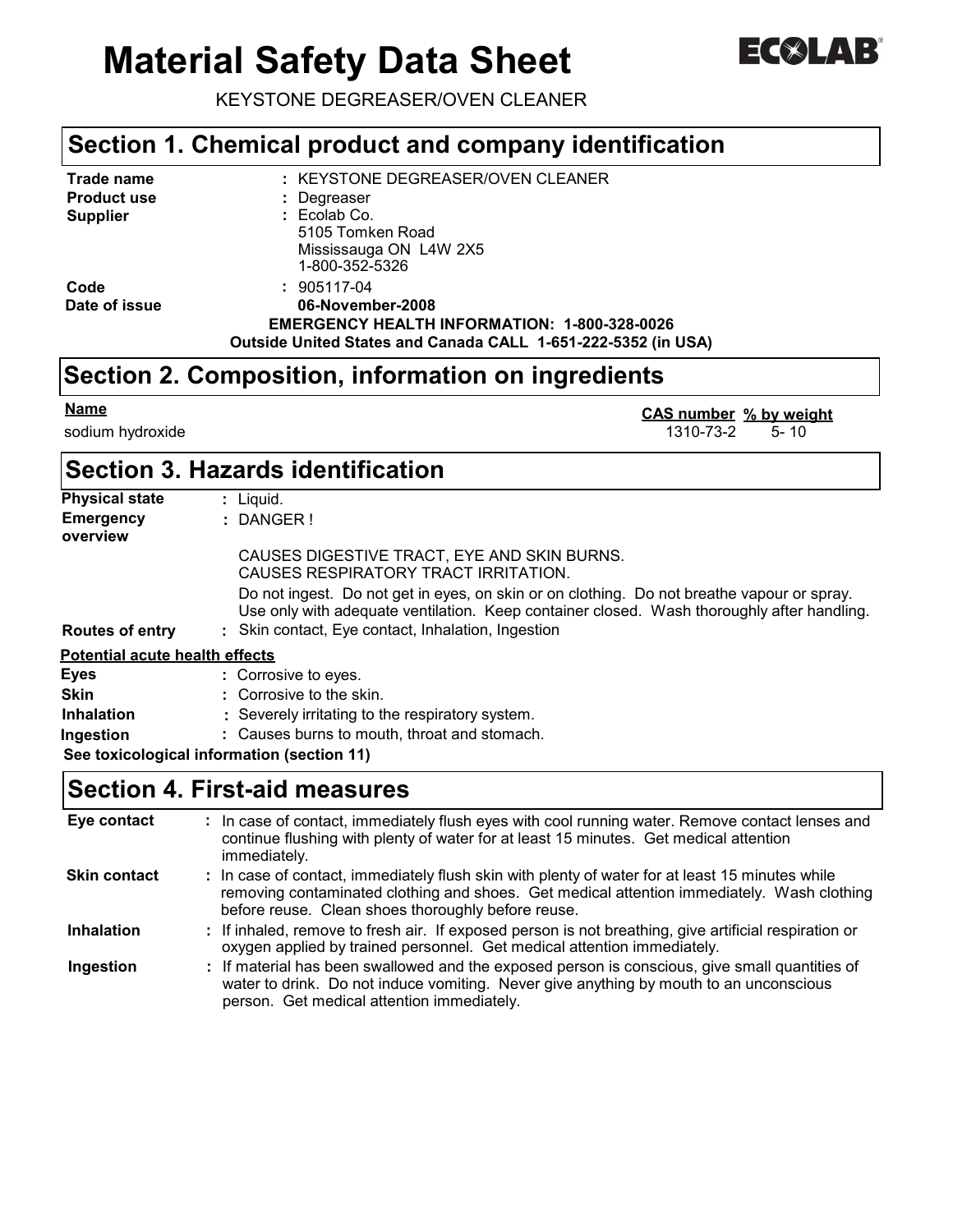# Material Safety Data Sheet

ECOLAB

KEYSTONE DEGREASER/OVEN CLEANER

## Section 1. Chemical product and company identification

| | | |
|---|---|---|
| **Trade name** | : | KEYSTONE DEGREASER/OVEN CLEANER |
| **Product use** | : | Degreaser |
| **Supplier** | : | Ecolab Co.<br>5105 Tomken Road<br>Mississauga ON L4W 2X5<br>1-800-352-5326 |
| **Code** | : | 905117-04 |
| **Date of issue** | | **06-November-2008** |

**EMERGENCY HEALTH INFORMATION: 1-800-328-0026**
**Outside United States and Canada CALL 1-651-222-5352 (in USA)**

## Section 2. Composition, information on ingredients

| Name | CAS number | % by weight |
|---|---|---|
| sodium hydroxide | 1310-73-2 | 5- 10 |

## Section 3. Hazards identification

**Physical state** : Liquid.

**Emergency overview** : DANGER !

CAUSES DIGESTIVE TRACT, EYE AND SKIN BURNS.
CAUSES RESPIRATORY TRACT IRRITATION.

Do not ingest. Do not get in eyes, on skin or on clothing. Do not breathe vapour or spray. Use only with adequate ventilation. Keep container closed. Wash thoroughly after handling.

**Routes of entry** : Skin contact, Eye contact, Inhalation, Ingestion

**Potential acute health effects**

| | | |
|---|---|---|
| **Eyes** | : | Corrosive to eyes. |
| **Skin** | : | Corrosive to the skin. |
| **Inhalation** | : | Severely irritating to the respiratory system. |
| **Ingestion** | : | Causes burns to mouth, throat and stomach. |

**See toxicological information (section 11)**

## Section 4. First-aid measures

| | | |
|---|---|---|
| **Eye contact** | : | In case of contact, immediately flush eyes with cool running water. Remove contact lenses and continue flushing with plenty of water for at least 15 minutes. Get medical attention immediately. |
| **Skin contact** | : | In case of contact, immediately flush skin with plenty of water for at least 15 minutes while removing contaminated clothing and shoes. Get medical attention immediately. Wash clothing before reuse. Clean shoes thoroughly before reuse. |
| **Inhalation** | : | If inhaled, remove to fresh air. If exposed person is not breathing, give artificial respiration or oxygen applied by trained personnel. Get medical attention immediately. |
| **Ingestion** | : | If material has been swallowed and the exposed person is conscious, give small quantities of water to drink. Do not induce vomiting. Never give anything by mouth to an unconscious person. Get medical attention immediately. |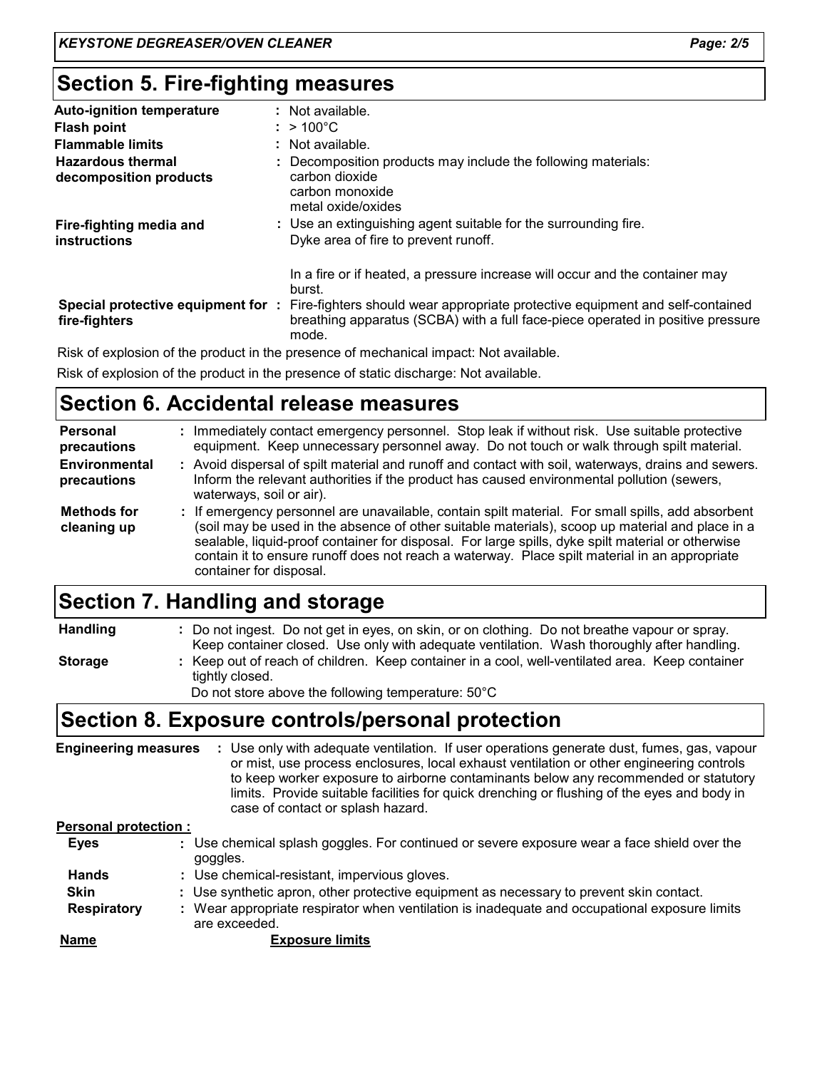## Section 5. Fire-fighting measures

| | |
|---|---|
| **Auto-ignition temperature** | : Not available. |
| **Flash point** | : > 100°C |
| **Flammable limits** | : Not available. |
| **Hazardous thermal decomposition products** | : Decomposition products may include the following materials: carbon dioxide carbon monoxide metal oxide/oxides |
| **Fire-fighting media and instructions** | : Use an extinguishing agent suitable for the surrounding fire. Dyke area of fire to prevent runoff. In a fire or if heated, a pressure increase will occur and the container may burst. |
| **Special protective equipment for fire-fighters** | : Fire-fighters should wear appropriate protective equipment and self-contained breathing apparatus (SCBA) with a full face-piece operated in positive pressure mode. |

Risk of explosion of the product in the presence of mechanical impact: Not available.

Risk of explosion of the product in the presence of static discharge: Not available.

## Section 6. Accidental release measures

| | |
|---|---|
| **Personal precautions** | : Immediately contact emergency personnel. Stop leak if without risk. Use suitable protective equipment. Keep unnecessary personnel away. Do not touch or walk through spilt material. |
| **Environmental precautions** | : Avoid dispersal of spilt material and runoff and contact with soil, waterways, drains and sewers. Inform the relevant authorities if the product has caused environmental pollution (sewers, waterways, soil or air). |
| **Methods for cleaning up** | : If emergency personnel are unavailable, contain spilt material. For small spills, add absorbent (soil may be used in the absence of other suitable materials), scoop up material and place in a sealable, liquid-proof container for disposal. For large spills, dyke spilt material or otherwise contain it to ensure runoff does not reach a waterway. Place spilt material in an appropriate container for disposal. |

## Section 7. Handling and storage

| | |
|---|---|
| **Handling** | : Do not ingest. Do not get in eyes, on skin, or on clothing. Do not breathe vapour or spray. Keep container closed. Use only with adequate ventilation. Wash thoroughly after handling. |
| **Storage** | : Keep out of reach of children. Keep container in a cool, well-ventilated area. Keep container tightly closed. Do not store above the following temperature: 50°C |

## Section 8. Exposure controls/personal protection

| | |
|---|---|
| **Engineering measures** | : Use only with adequate ventilation. If user operations generate dust, fumes, gas, vapour or mist, use process enclosures, local exhaust ventilation or other engineering controls to keep worker exposure to airborne contaminants below any recommended or statutory limits. Provide suitable facilities for quick drenching or flushing of the eyes and body in case of contact or splash hazard. |

**Personal protection :**

| | |
|---|---|
| **Eyes** | : Use chemical splash goggles. For continued or severe exposure wear a face shield over the goggles. |
| **Hands** | : Use chemical-resistant, impervious gloves. |
| **Skin** | : Use synthetic apron, other protective equipment as necessary to prevent skin contact. |
| **Respiratory** | : Wear appropriate respirator when ventilation is inadequate and occupational exposure limits are exceeded. |

| **Name** | **Exposure limits** |
|---|---|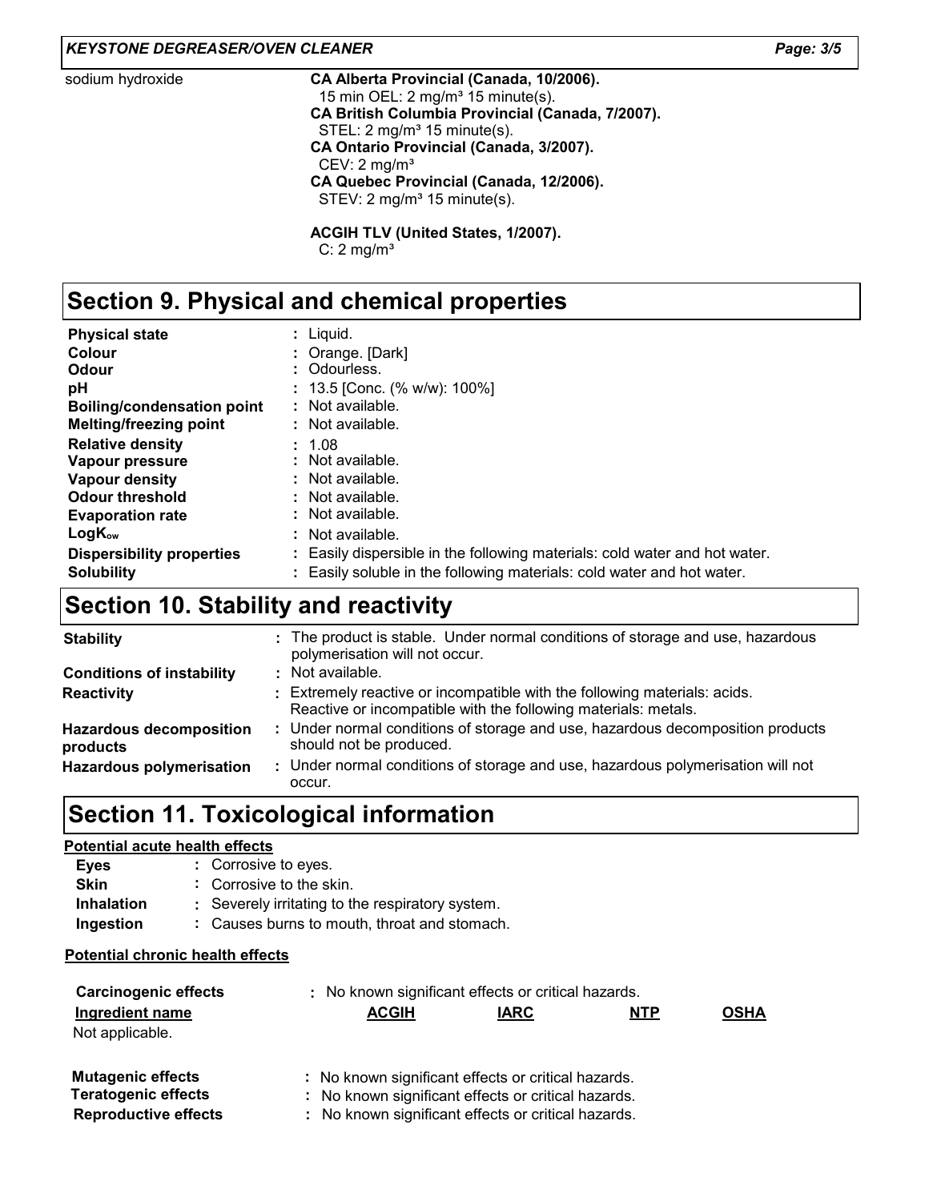| | |
|---|---|
| sodium hydroxide | **CA Alberta Provincial (Canada, 10/2006).**<br>15 min OEL: 2 mg/m³ 15 minute(s).<br>**CA British Columbia Provincial (Canada, 7/2007).**<br>STEL: 2 mg/m³ 15 minute(s).<br>**CA Ontario Provincial (Canada, 3/2007).**<br>CEV: 2 mg/m³<br>**CA Quebec Provincial (Canada, 12/2006).**<br>STEV: 2 mg/m³ 15 minute(s).<br><br>**ACGIH TLV (United States, 1/2007).**<br>C: 2 mg/m³ |

## Section 9. Physical and chemical properties

| | |
|---|---|
| **Physical state** | : Liquid. |
| **Colour** | : Orange. [Dark] |
| **Odour** | : Odourless. |
| **pH** | : 13.5 [Conc. (% w/w): 100%] |
| **Boiling/condensation point** | : Not available. |
| **Melting/freezing point** | : Not available. |
| **Relative density** | : 1.08 |
| **Vapour pressure** | : Not available. |
| **Vapour density** | : Not available. |
| **Odour threshold** | : Not available. |
| **Evaporation rate** | : Not available. |
| **$LogK_{ow}$** | : Not available. |
| **Dispersibility properties** | : Easily dispersible in the following materials: cold water and hot water. |
| **Solubility** | : Easily soluble in the following materials: cold water and hot water. |

## Section 10. Stability and reactivity

| | |
|---|---|
| **Stability** | : The product is stable. Under normal conditions of storage and use, hazardous polymerisation will not occur. |
| **Conditions of instability** | : Not available. |
| **Reactivity** | : Extremely reactive or incompatible with the following materials: acids. Reactive or incompatible with the following materials: metals. |
| **Hazardous decomposition products** | : Under normal conditions of storage and use, hazardous decomposition products should not be produced. |
| **Hazardous polymerisation** | : Under normal conditions of storage and use, hazardous polymerisation will not occur. |

## Section 11. Toxicological information

**Potential acute health effects**

| | |
|---|---|
| **Eyes** | : Corrosive to eyes. |
| **Skin** | : Corrosive to the skin. |
| **Inhalation** | : Severely irritating to the respiratory system. |
| **Ingestion** | : Causes burns to mouth, throat and stomach. |

**Potential chronic health effects**

**Carcinogenic effects** : No known significant effects or critical hazards.

| Ingredient name | ACGIH | IARC | NTP | OSHA |
|---|---|---|---|---|
| Not applicable. | | | | |

| | |
|---|---|
| **Mutagenic effects** | : No known significant effects or critical hazards. |
| **Teratogenic effects** | : No known significant effects or critical hazards. |
| **Reproductive effects** | : No known significant effects or critical hazards. |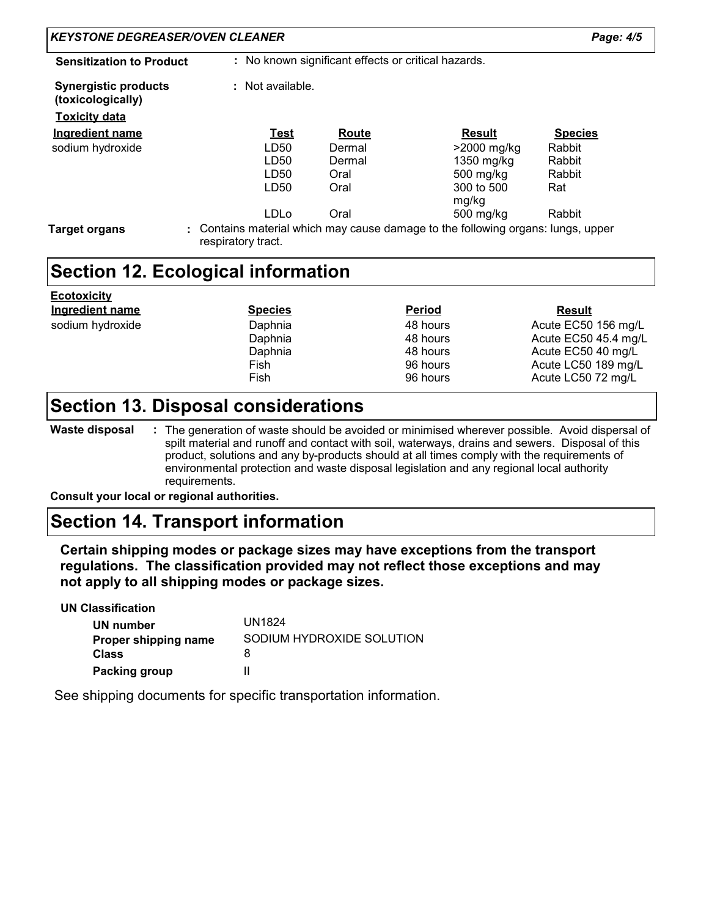**Sensitization to Product** : No known significant effects or critical hazards.

**Synergistic products (toxicologically)** : Not available.

**Toxicity data**

| Ingredient name | Test | Route | Result | Species |
|---|---|---|---|---|
| sodium hydroxide | LD50 | Dermal | >2000 mg/kg | Rabbit |
| | LD50 | Dermal | 1350 mg/kg | Rabbit |
| | LD50 | Oral | 500 mg/kg | Rabbit |
| | LD50 | Oral | 300 to 500 mg/kg | Rat |
| | LDLo | Oral | 500 mg/kg | Rabbit |

**Target organs** : Contains material which may cause damage to the following organs: lungs, upper respiratory tract.

## Section 12. Ecological information

**Ecotoxicity**

| Ingredient name | Species | Period | Result |
|---|---|---|---|
| sodium hydroxide | Daphnia | 48 hours | Acute EC50 156 mg/L |
| | Daphnia | 48 hours | Acute EC50 45.4 mg/L |
| | Daphnia | 48 hours | Acute EC50 40 mg/L |
| | Fish | 96 hours | Acute LC50 189 mg/L |
| | Fish | 96 hours | Acute LC50 72 mg/L |

## Section 13. Disposal considerations

**Waste disposal** : The generation of waste should be avoided or minimised wherever possible. Avoid dispersal of spilt material and runoff and contact with soil, waterways, drains and sewers. Disposal of this product, solutions and any by-products should at all times comply with the requirements of environmental protection and waste disposal legislation and any regional local authority requirements.

**Consult your local or regional authorities.**

## Section 14. Transport information

**Certain shipping modes or package sizes may have exceptions from the transport regulations. The classification provided may not reflect those exceptions and may not apply to all shipping modes or package sizes.**

**UN Classification**

| | |
|---|---|
| **UN number** | UN1824 |
| **Proper shipping name** | SODIUM HYDROXIDE SOLUTION |
| **Class** | 8 |
| **Packing group** | II |

See shipping documents for specific transportation information.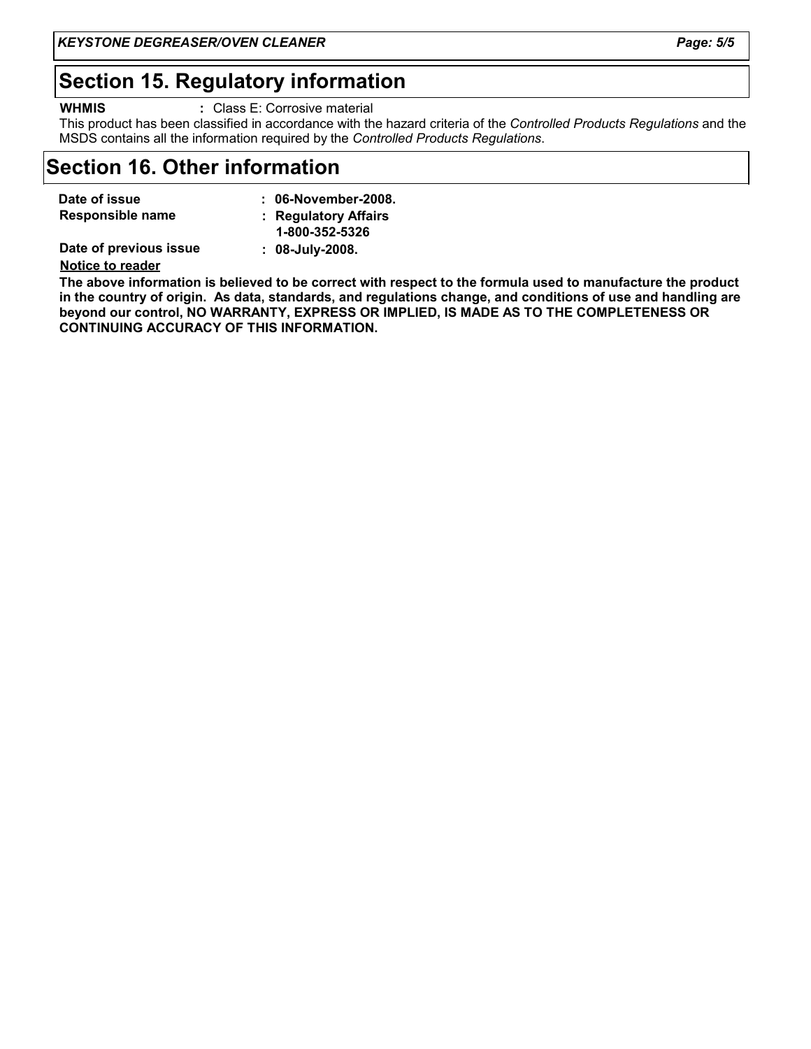## Section 15. Regulatory information

**WHMIS** : Class E: Corrosive material

This product has been classified in accordance with the hazard criteria of the *Controlled Products Regulations* and the MSDS contains all the information required by the *Controlled Products Regulations*.

## Section 16. Other information

**Date of issue** : **06-November-2008.**

**Responsible name** : **Regulatory Affairs 1-800-352-5326**

**Date of previous issue** : **08-July-2008.**

**Notice to reader**

**The above information is believed to be correct with respect to the formula used to manufacture the product in the country of origin. As data, standards, and regulations change, and conditions of use and handling are beyond our control, NO WARRANTY, EXPRESS OR IMPLIED, IS MADE AS TO THE COMPLETENESS OR CONTINUING ACCURACY OF THIS INFORMATION.**